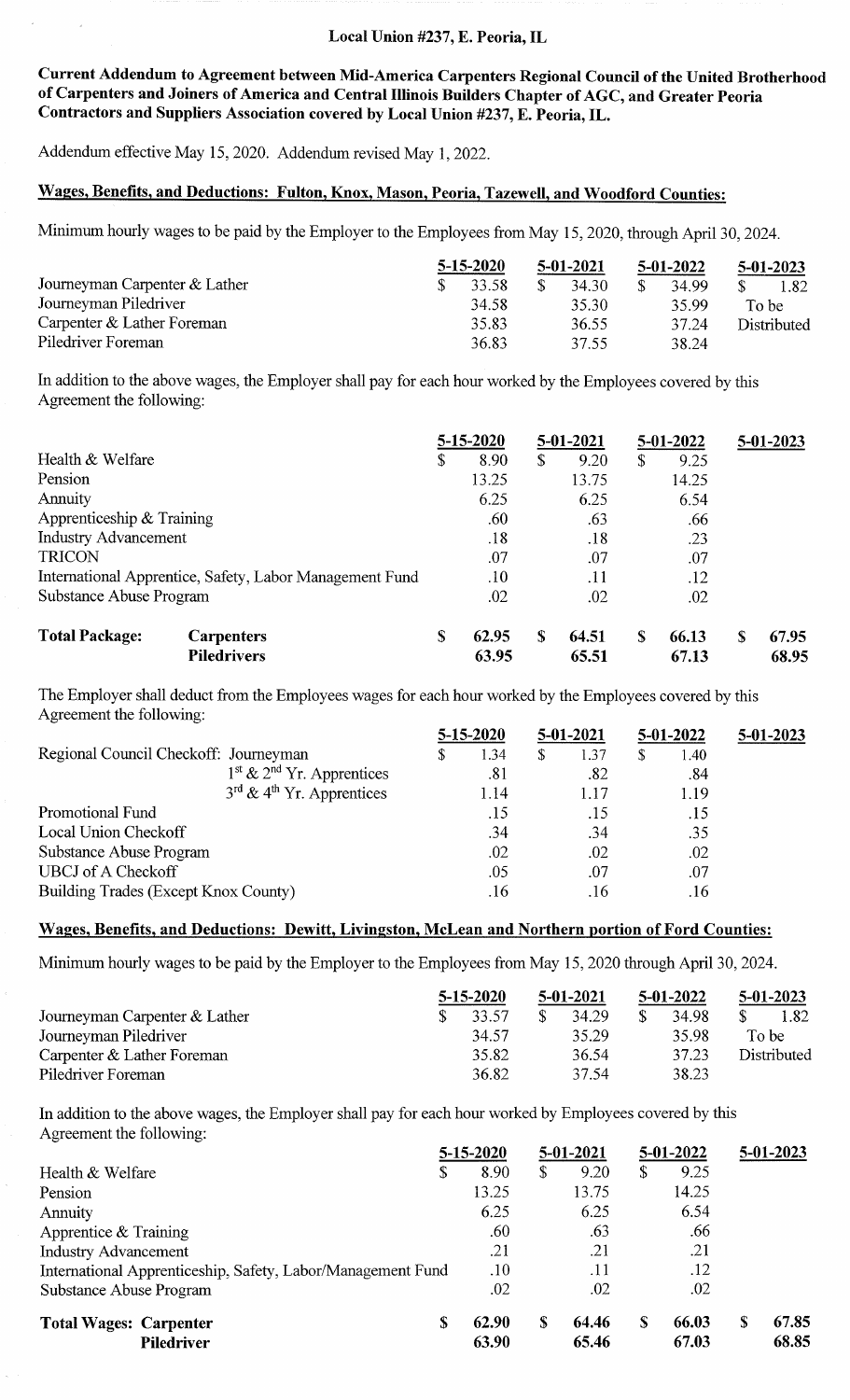Local Union #237, E. Peoria, IL

**Current Addendum to Agreement between Mid-America Carpenters Regional Council of the United Brotherhood of Carpenters and Joiners of America and Central Illinois Builders Chapter of AGC, and Greater Peoria Contractors and Suppliers Association covered by Local Union #237, E. Peoria, IL.**

Addendum effective May 15, 2020. Addendum revised May 1, 2022.

## Wages, Benefits, and Deductions: Fulton, Knox, Mason, Peoria, Tazewell, and Woodford Counties:

Minimum hourly wages to be paid by the Employer to the Employees from May 15, 2020, through April 30, 2024.

| | 5-15-2020 | 5-01-2021 | 5-01-2022 | 5-01-2023 |
|---|---|---|---|---|
| Journeyman Carpenter & Lather | $ 33.58 | $ 34.30 | $ 34.99 | $ 1.82 |
| Journeyman Piledriver | 34.58 | 35.30 | 35.99 | To be |
| Carpenter & Lather Foreman | 35.83 | 36.55 | 37.24 | Distributed |
| Piledriver Foreman | 36.83 | 37.55 | 38.24 | |

In addition to the above wages, the Employer shall pay for each hour worked by the Employees covered by this Agreement the following:

| | 5-15-2020 | 5-01-2021 | 5-01-2022 | 5-01-2023 |
|---|---|---|---|---|
| Health & Welfare | $ 8.90 | $ 9.20 | $ 9.25 | |
| Pension | 13.25 | 13.75 | 14.25 | |
| Annuity | 6.25 | 6.25 | 6.54 | |
| Apprenticeship & Training | .60 | .63 | .66 | |
| Industry Advancement | .18 | .18 | .23 | |
| TRICON | .07 | .07 | .07 | |
| International Apprentice, Safety, Labor Management Fund | .10 | .11 | .12 | |
| Substance Abuse Program | .02 | .02 | .02 | |
| **Total Package: Carpenters** | **$ 62.95** | **$ 64.51** | **$ 66.13** | **$ 67.95** |
| **Piledrivers** | **63.95** | **65.51** | **67.13** | **68.95** |

The Employer shall deduct from the Employees wages for each hour worked by the Employees covered by this Agreement the following:

| | 5-15-2020 | 5-01-2021 | 5-01-2022 | 5-01-2023 |
|---|---|---|---|---|
| Regional Council Checkoff: Journeyman | $ 1.34 | $ 1.37 | $ 1.40 | |
| 1st & 2nd Yr. Apprentices | .81 | .82 | .84 | |
| 3rd & 4th Yr. Apprentices | 1.14 | 1.17 | 1.19 | |
| Promotional Fund | .15 | .15 | .15 | |
| Local Union Checkoff | .34 | .34 | .35 | |
| Substance Abuse Program | .02 | .02 | .02 | |
| UBCJ of A Checkoff | .05 | .07 | .07 | |
| Building Trades (Except Knox County) | .16 | .16 | .16 | |

## Wages, Benefits, and Deductions: Dewitt, Livingston, McLean and Northern portion of Ford Counties:

Minimum hourly wages to be paid by the Employer to the Employees from May 15, 2020 through April 30, 2024.

| | 5-15-2020 | 5-01-2021 | 5-01-2022 | 5-01-2023 |
|---|---|---|---|---|
| Journeyman Carpenter & Lather | $ 33.57 | $ 34.29 | $ 34.98 | $ 1.82 |
| Journeyman Piledriver | 34.57 | 35.29 | 35.98 | To be |
| Carpenter & Lather Foreman | 35.82 | 36.54 | 37.23 | Distributed |
| Piledriver Foreman | 36.82 | 37.54 | 38.23 | |

In addition to the above wages, the Employer shall pay for each hour worked by Employees covered by this Agreement the following:

| | 5-15-2020 | 5-01-2021 | 5-01-2022 | 5-01-2023 |
|---|---|---|---|---|
| Health & Welfare | $ 8.90 | $ 9.20 | $ 9.25 | |
| Pension | 13.25 | 13.75 | 14.25 | |
| Annuity | 6.25 | 6.25 | 6.54 | |
| Apprentice & Training | .60 | .63 | .66 | |
| Industry Advancement | .21 | .21 | .21 | |
| International Apprenticeship, Safety, Labor/Management Fund | .10 | .11 | .12 | |
| Substance Abuse Program | .02 | .02 | .02 | |
| **Total Wages: Carpenter** | **$ 62.90** | **$ 64.46** | **$ 66.03** | **$ 67.85** |
| **Piledriver** | **63.90** | **65.46** | **67.03** | **68.85** |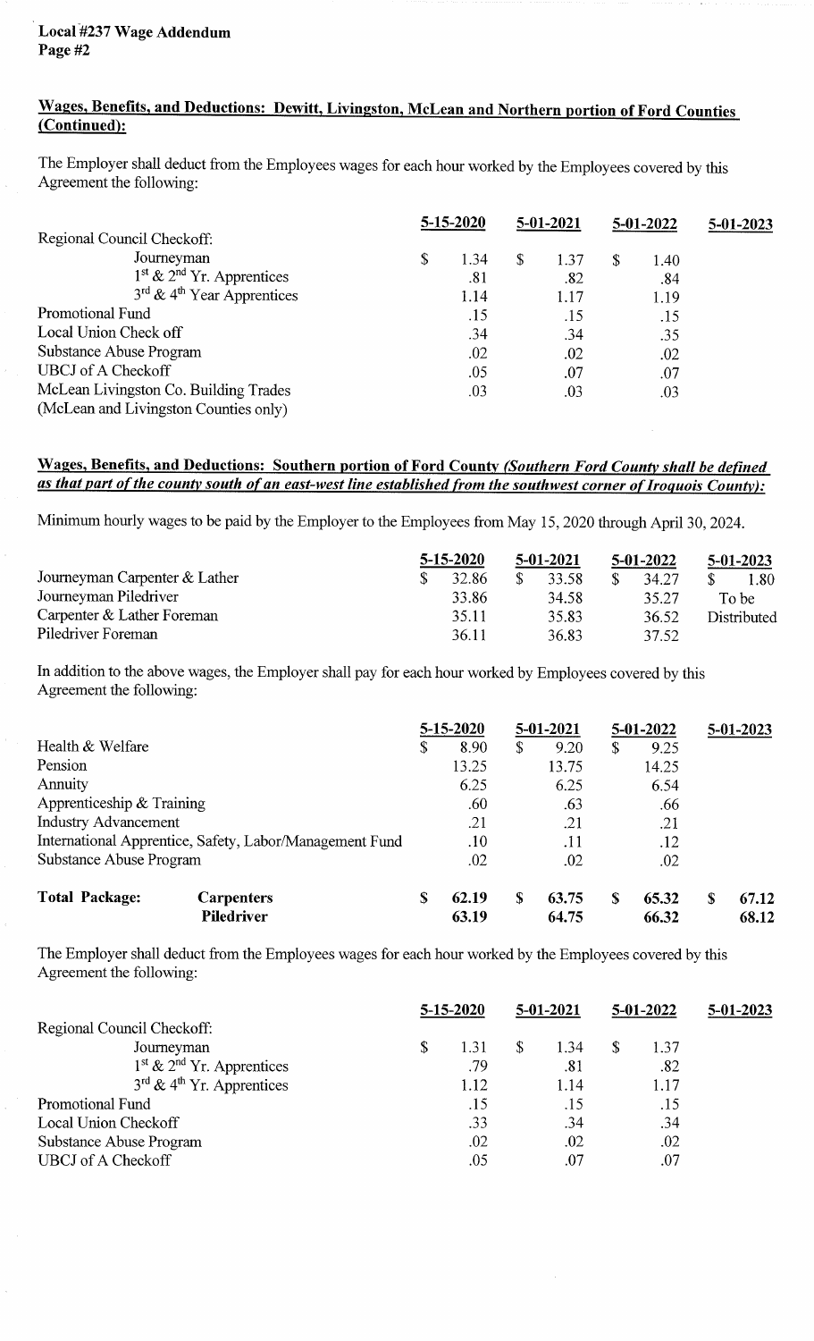**Local #237 Wage Addendum**
**Page #2**

## Wages, Benefits, and Deductions: Dewitt, Livingston, McLean and Northern portion of Ford Counties (Continued):

The Employer shall deduct from the Employees wages for each hour worked by the Employees covered by this Agreement the following:

| | 5-15-2020 | 5-01-2021 | 5-01-2022 | 5-01-2023 |
|---|---|---|---|---|
| Regional Council Checkoff: | | | | |
| Journeyman | $ 1.34 | $ 1.37 | $ 1.40 | |
| 1st & 2nd Yr. Apprentices | .81 | .82 | .84 | |
| 3rd & 4th Year Apprentices | 1.14 | 1.17 | 1.19 | |
| Promotional Fund | .15 | .15 | .15 | |
| Local Union Check off | .34 | .34 | .35 | |
| Substance Abuse Program | .02 | .02 | .02 | |
| UBCJ of A Checkoff | .05 | .07 | .07 | |
| McLean Livingston Co. Building Trades (McLean and Livingston Counties only) | .03 | .03 | .03 | |

## Wages, Benefits, and Deductions: Southern portion of Ford County *(Southern Ford County shall be defined as that part of the county south of an east-west line established from the southwest corner of Iroquois County):*

Minimum hourly wages to be paid by the Employer to the Employees from May 15, 2020 through April 30, 2024.

| | 5-15-2020 | 5-01-2021 | 5-01-2022 | 5-01-2023 |
|---|---|---|---|---|
| Journeyman Carpenter & Lather | $ 32.86 | $ 33.58 | $ 34.27 | $ 1.80 |
| Journeyman Piledriver | 33.86 | 34.58 | 35.27 | To be |
| Carpenter & Lather Foreman | 35.11 | 35.83 | 36.52 | Distributed |
| Piledriver Foreman | 36.11 | 36.83 | 37.52 | |

In addition to the above wages, the Employer shall pay for each hour worked by Employees covered by this Agreement the following:

| | | 5-15-2020 | 5-01-2021 | 5-01-2022 | 5-01-2023 |
|---|---|---|---|---|---|
| Health & Welfare | | $ 8.90 | $ 9.20 | $ 9.25 | |
| Pension | | 13.25 | 13.75 | 14.25 | |
| Annuity | | 6.25 | 6.25 | 6.54 | |
| Apprenticeship & Training | | .60 | .63 | .66 | |
| Industry Advancement | | .21 | .21 | .21 | |
| International Apprentice, Safety, Labor/Management Fund | | .10 | .11 | .12 | |
| Substance Abuse Program | | .02 | .02 | .02 | |
| **Total Package:** | **Carpenters** | **$ 62.19** | **$ 63.75** | **$ 65.32** | **$ 67.12** |
| | **Piledriver** | **63.19** | **64.75** | **66.32** | **68.12** |

The Employer shall deduct from the Employees wages for each hour worked by the Employees covered by this Agreement the following:

| | 5-15-2020 | 5-01-2021 | 5-01-2022 | 5-01-2023 |
|---|---|---|---|---|
| Regional Council Checkoff: | | | | |
| Journeyman | $ 1.31 | $ 1.34 | $ 1.37 | |
| 1st & 2nd Yr. Apprentices | .79 | .81 | .82 | |
| 3rd & 4th Yr. Apprentices | 1.12 | 1.14 | 1.17 | |
| Promotional Fund | .15 | .15 | .15 | |
| Local Union Checkoff | .33 | .34 | .34 | |
| Substance Abuse Program | .02 | .02 | .02 | |
| UBCJ of A Checkoff | .05 | .07 | .07 | |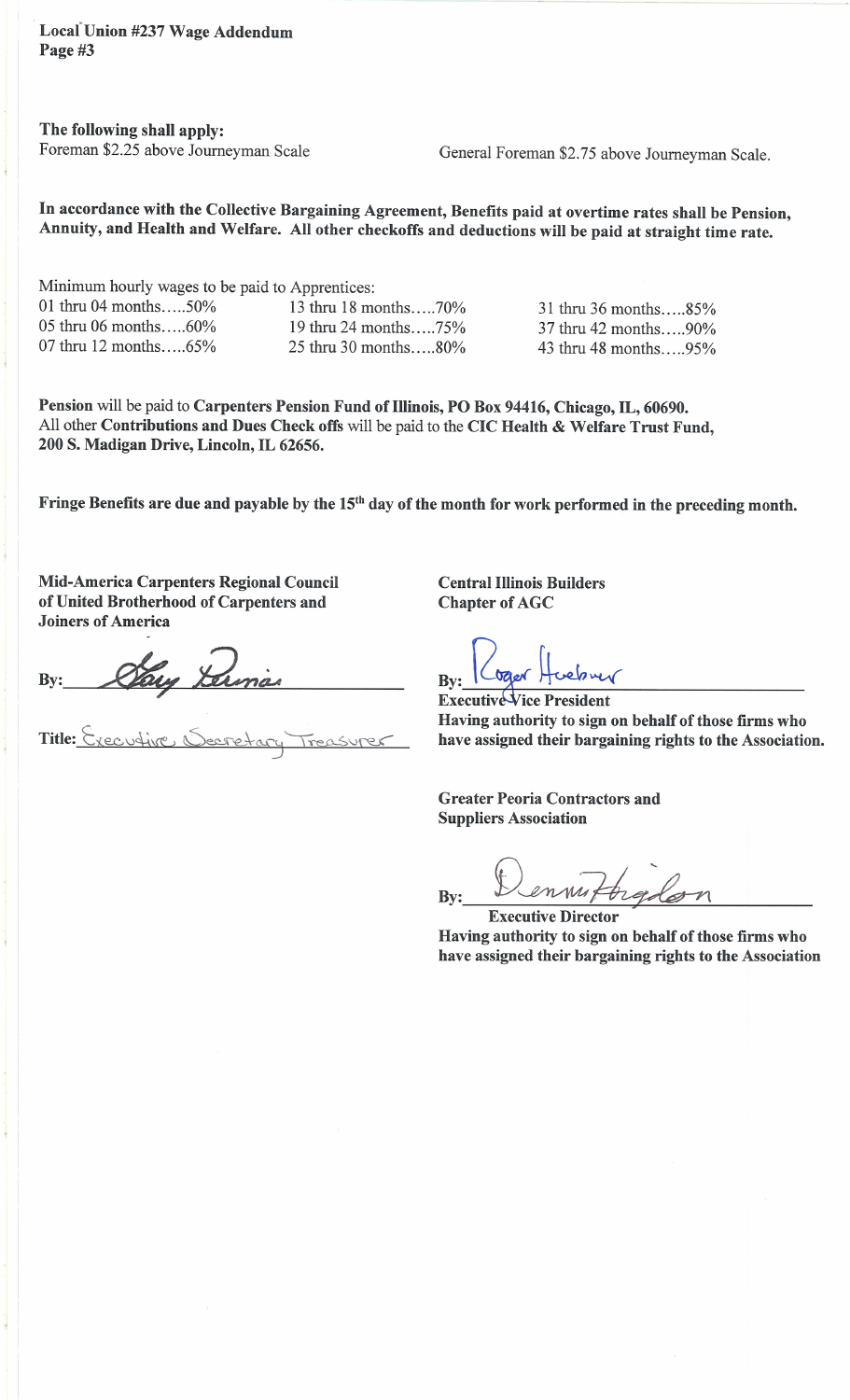**Local Union #237 Wage Addendum**
**Page #3**

**The following shall apply:**

Foreman $2.25 above Journeyman Scale

General Foreman $2.75 above Journeyman Scale.

**In accordance with the Collective Bargaining Agreement, Benefits paid at overtime rates shall be Pension, Annuity, and Health and Welfare. All other checkoffs and deductions will be paid at straight time rate.**

Minimum hourly wages to be paid to Apprentices:

| | | |
|---|---|---|
| 01 thru 04 months.....50% | 13 thru 18 months.....70% | 31 thru 36 months.....85% |
| 05 thru 06 months.....60% | 19 thru 24 months.....75% | 37 thru 42 months.....90% |
| 07 thru 12 months.....65% | 25 thru 30 months.....80% | 43 thru 48 months.....95% |

**Pension** will be paid to **Carpenters Pension Fund of Illinois, PO Box 94416, Chicago, IL, 60690.** All other **Contributions and Dues Check offs** will be paid to the **CIC Health & Welfare Trust Fund, 200 S. Madigan Drive, Lincoln, IL 62656.**

**Fringe Benefits are due and payable by the 15th day of the month for work performed in the preceding month.**

**Mid-America Carpenters Regional Council of United Brotherhood of Carpenters and Joiners of America**

By: Gary Perinar

Title: Executive Secretary Treasurer

**Central Illinois Builders Chapter of AGC**

By: Roger Huebner

**Executive Vice President**
**Having authority to sign on behalf of those firms who have assigned their bargaining rights to the Association.**

**Greater Peoria Contractors and Suppliers Association**

By: Dennis Higdon

**Executive Director**
**Having authority to sign on behalf of those firms who have assigned their bargaining rights to the Association**